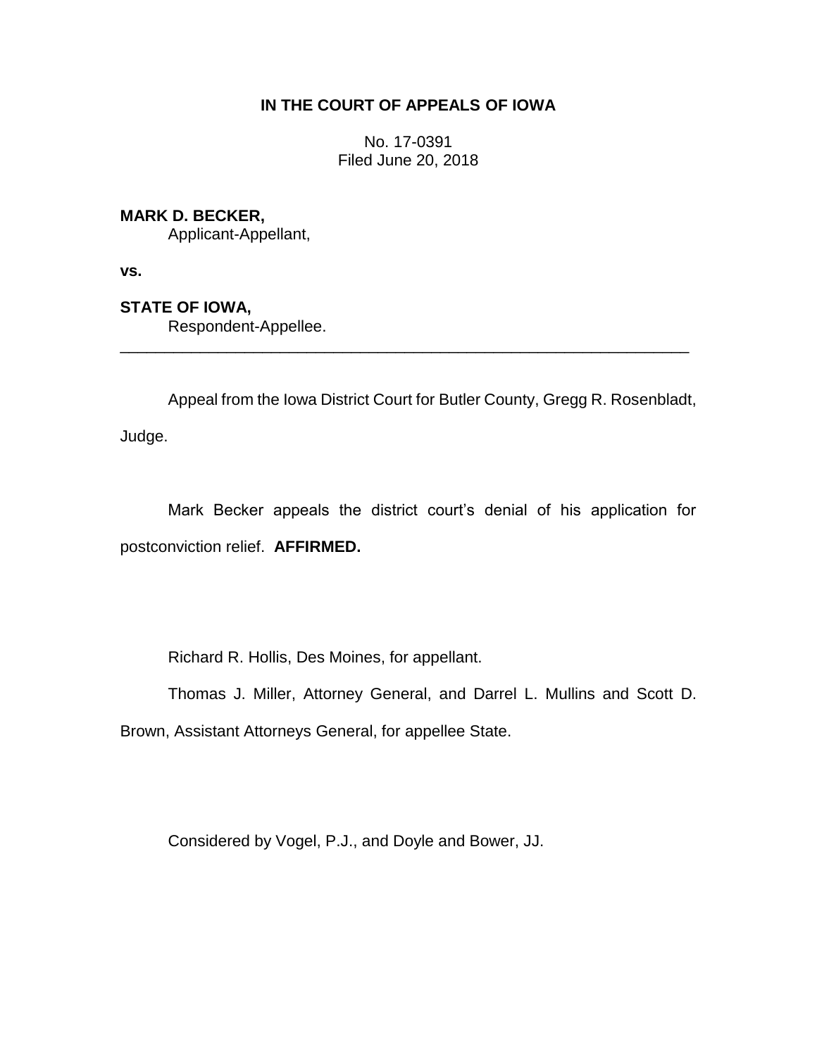# IN THE COURT OF APPEALS OF IOWA

No. 17-0391
Filed June 20, 2018

**MARK D. BECKER,**
Applicant-Appellant,

**vs.**

**STATE OF IOWA,**
Respondent-Appellee.

---

Appeal from the Iowa District Court for Butler County, Gregg R. Rosenbladt, Judge.

Mark Becker appeals the district court's denial of his application for postconviction relief. **AFFIRMED.**

Richard R. Hollis, Des Moines, for appellant.

Thomas J. Miller, Attorney General, and Darrel L. Mullins and Scott D. Brown, Assistant Attorneys General, for appellee State.

Considered by Vogel, P.J., and Doyle and Bower, JJ.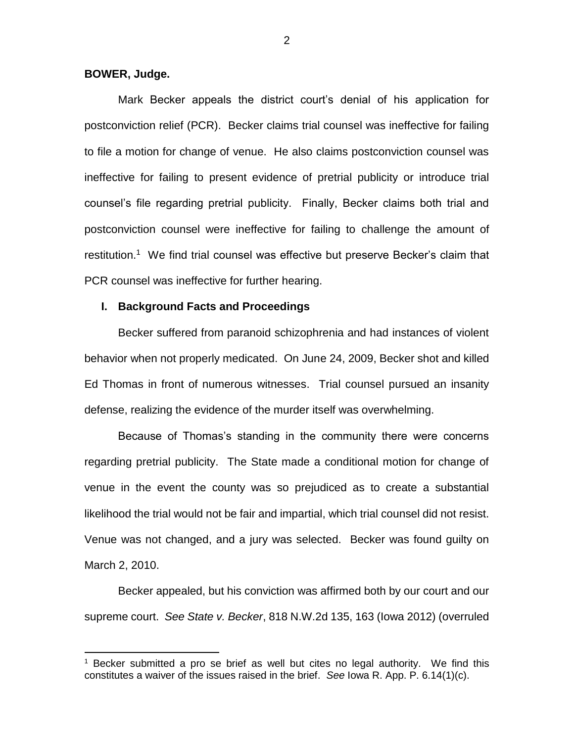**BOWER, Judge.**

Mark Becker appeals the district court's denial of his application for postconviction relief (PCR). Becker claims trial counsel was ineffective for failing to file a motion for change of venue. He also claims postconviction counsel was ineffective for failing to present evidence of pretrial publicity or introduce trial counsel's file regarding pretrial publicity. Finally, Becker claims both trial and postconviction counsel were ineffective for failing to challenge the amount of restitution.[1] We find trial counsel was effective but preserve Becker's claim that PCR counsel was ineffective for further hearing.

## I. Background Facts and Proceedings

Becker suffered from paranoid schizophrenia and had instances of violent behavior when not properly medicated. On June 24, 2009, Becker shot and killed Ed Thomas in front of numerous witnesses. Trial counsel pursued an insanity defense, realizing the evidence of the murder itself was overwhelming.

Because of Thomas's standing in the community there were concerns regarding pretrial publicity. The State made a conditional motion for change of venue in the event the county was so prejudiced as to create a substantial likelihood the trial would not be fair and impartial, which trial counsel did not resist. Venue was not changed, and a jury was selected. Becker was found guilty on March 2, 2010.

Becker appealed, but his conviction was affirmed both by our court and our supreme court. *See State v. Becker*, 818 N.W.2d 135, 163 (Iowa 2012) (overruled

[1] Becker submitted a pro se brief as well but cites no legal authority. We find this constitutes a waiver of the issues raised in the brief. *See* Iowa R. App. P. 6.14(1)(c).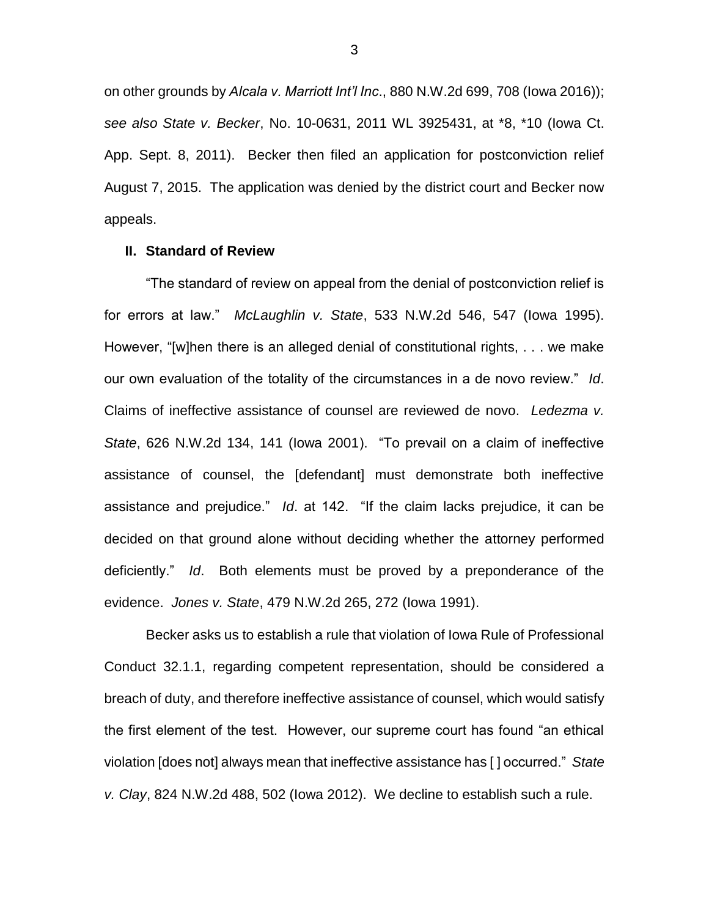on other grounds by *Alcala v. Marriott Int'l Inc*., 880 N.W.2d 699, 708 (Iowa 2016)); *see also State v. Becker*, No. 10-0631, 2011 WL 3925431, at *8, *10 (Iowa Ct. App. Sept. 8, 2011). Becker then filed an application for postconviction relief August 7, 2015. The application was denied by the district court and Becker now appeals.

## II. Standard of Review

"The standard of review on appeal from the denial of postconviction relief is for errors at law." *McLaughlin v. State*, 533 N.W.2d 546, 547 (Iowa 1995). However, "[w]hen there is an alleged denial of constitutional rights, . . . we make our own evaluation of the totality of the circumstances in a de novo review." *Id*. Claims of ineffective assistance of counsel are reviewed de novo. *Ledezma v. State*, 626 N.W.2d 134, 141 (Iowa 2001). "To prevail on a claim of ineffective assistance of counsel, the [defendant] must demonstrate both ineffective assistance and prejudice." *Id*. at 142. "If the claim lacks prejudice, it can be decided on that ground alone without deciding whether the attorney performed deficiently." *Id*. Both elements must be proved by a preponderance of the evidence. *Jones v. State*, 479 N.W.2d 265, 272 (Iowa 1991).

Becker asks us to establish a rule that violation of Iowa Rule of Professional Conduct 32.1.1, regarding competent representation, should be considered a breach of duty, and therefore ineffective assistance of counsel, which would satisfy the first element of the test. However, our supreme court has found "an ethical violation [does not] always mean that ineffective assistance has [ ] occurred." *State v. Clay*, 824 N.W.2d 488, 502 (Iowa 2012). We decline to establish such a rule.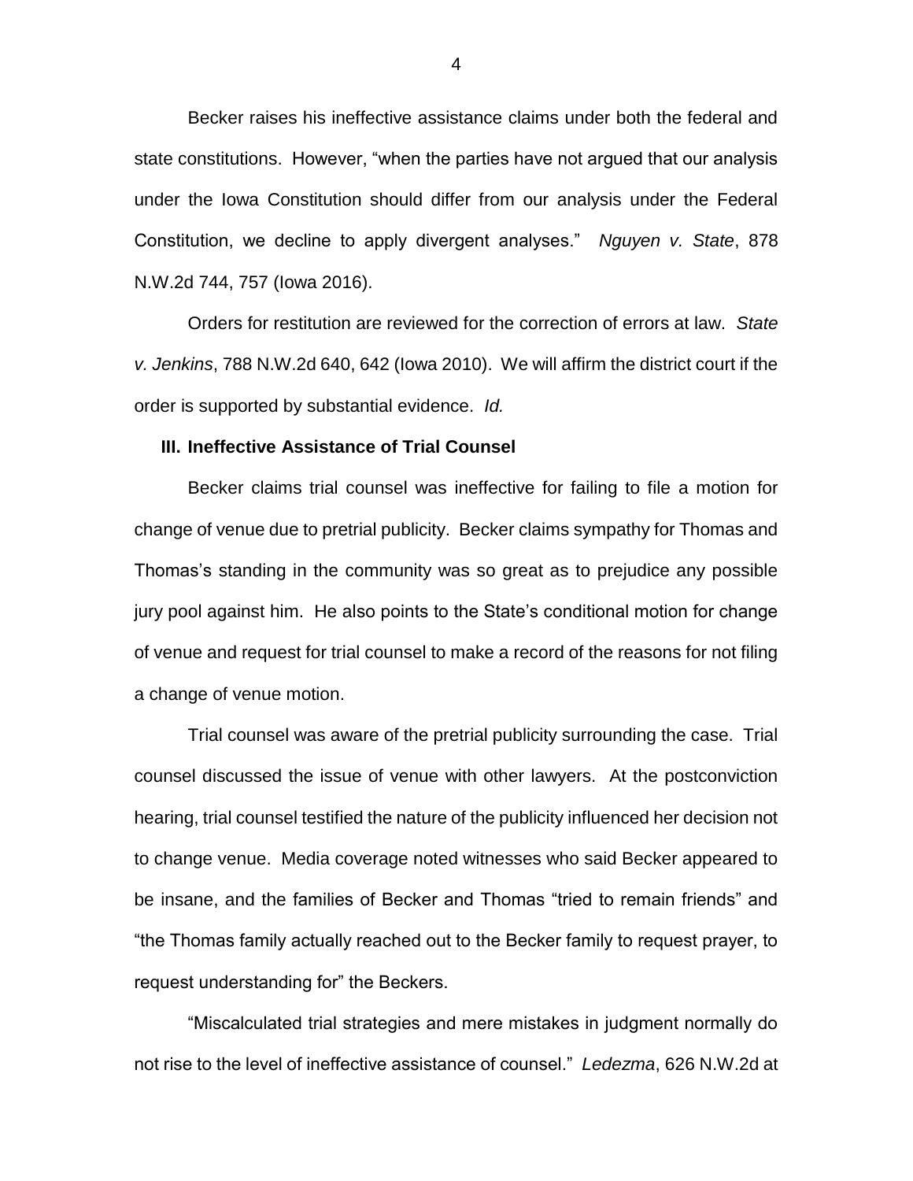Becker raises his ineffective assistance claims under both the federal and state constitutions. However, "when the parties have not argued that our analysis under the Iowa Constitution should differ from our analysis under the Federal Constitution, we decline to apply divergent analyses." *Nguyen v. State*, 878 N.W.2d 744, 757 (Iowa 2016).

Orders for restitution are reviewed for the correction of errors at law. *State v. Jenkins*, 788 N.W.2d 640, 642 (Iowa 2010). We will affirm the district court if the order is supported by substantial evidence. *Id.*

### III. Ineffective Assistance of Trial Counsel

Becker claims trial counsel was ineffective for failing to file a motion for change of venue due to pretrial publicity. Becker claims sympathy for Thomas and Thomas's standing in the community was so great as to prejudice any possible jury pool against him. He also points to the State's conditional motion for change of venue and request for trial counsel to make a record of the reasons for not filing a change of venue motion.

Trial counsel was aware of the pretrial publicity surrounding the case. Trial counsel discussed the issue of venue with other lawyers. At the postconviction hearing, trial counsel testified the nature of the publicity influenced her decision not to change venue. Media coverage noted witnesses who said Becker appeared to be insane, and the families of Becker and Thomas "tried to remain friends" and "the Thomas family actually reached out to the Becker family to request prayer, to request understanding for" the Beckers.

"Miscalculated trial strategies and mere mistakes in judgment normally do not rise to the level of ineffective assistance of counsel." *Ledezma*, 626 N.W.2d at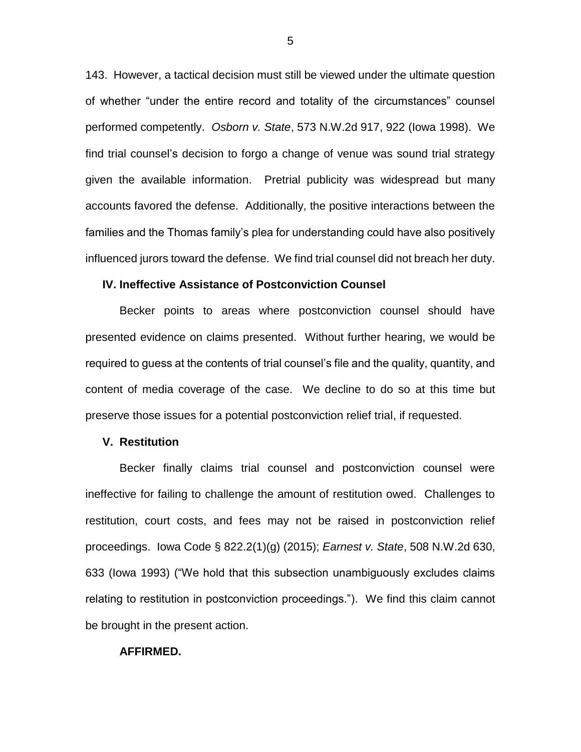143. However, a tactical decision must still be viewed under the ultimate question of whether "under the entire record and totality of the circumstances" counsel performed competently. *Osborn v. State*, 573 N.W.2d 917, 922 (Iowa 1998). We find trial counsel's decision to forgo a change of venue was sound trial strategy given the available information. Pretrial publicity was widespread but many accounts favored the defense. Additionally, the positive interactions between the families and the Thomas family's plea for understanding could have also positively influenced jurors toward the defense. We find trial counsel did not breach her duty.

**IV. Ineffective Assistance of Postconviction Counsel**

Becker points to areas where postconviction counsel should have presented evidence on claims presented. Without further hearing, we would be required to guess at the contents of trial counsel's file and the quality, quantity, and content of media coverage of the case. We decline to do so at this time but preserve those issues for a potential postconviction relief trial, if requested.

**V. Restitution**

Becker finally claims trial counsel and postconviction counsel were ineffective for failing to challenge the amount of restitution owed. Challenges to restitution, court costs, and fees may not be raised in postconviction relief proceedings. Iowa Code § 822.2(1)(g) (2015); *Earnest v. State*, 508 N.W.2d 630, 633 (Iowa 1993) ("We hold that this subsection unambiguously excludes claims relating to restitution in postconviction proceedings."). We find this claim cannot be brought in the present action.

**AFFIRMED.**